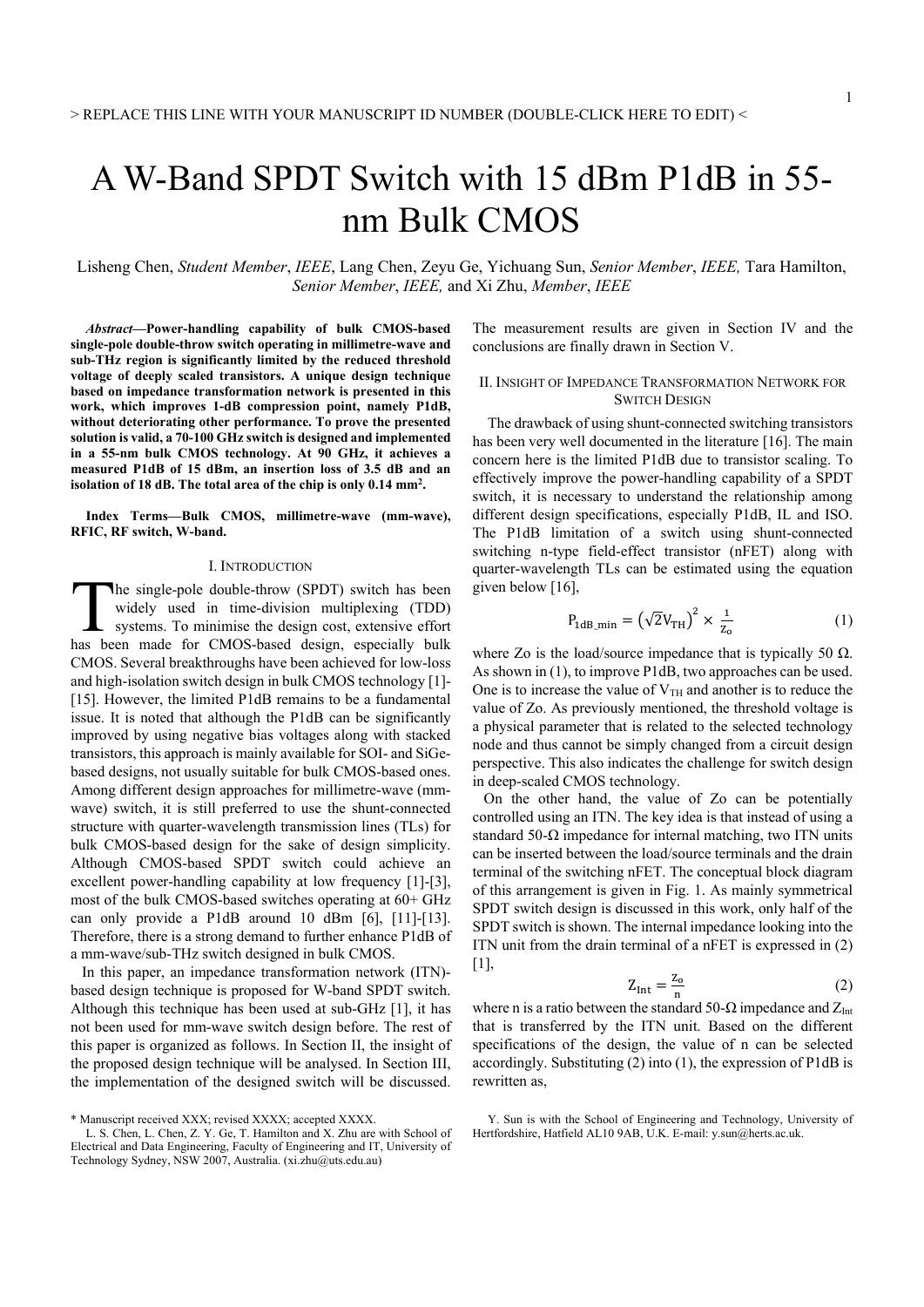# A W-Band SPDT Switch with 15 dBm P1dB in 55-nm Bulk CMOS

Lisheng Chen, *Student Member*, *IEEE*, Lang Chen, Zeyu Ge, Yichuang Sun, *Senior Member*, *IEEE,* Tara Hamilton, *Senior Member*, *IEEE,* and Xi Zhu, *Member*, *IEEE*

***Abstract*—Power-handling capability of bulk CMOS-based single-pole double-throw switch operating in millimetre-wave and sub-THz region is significantly limited by the reduced threshold voltage of deeply scaled transistors. A unique design technique based on impedance transformation network is presented in this work, which improves 1-dB compression point, namely P1dB, without deteriorating other performance. To prove the presented solution is valid, a 70-100 GHz switch is designed and implemented in a 55-nm bulk CMOS technology. At 90 GHz, it achieves a measured P1dB of 15 dBm, an insertion loss of 3.5 dB and an isolation of 18 dB. The total area of the chip is only 0.14 mm$^2$.**

**Index Terms—Bulk CMOS, millimetre-wave (mm-wave), RFIC, RF switch, W-band.**

## I. Introduction

The single-pole double-throw (SPDT) switch has been widely used in time-division multiplexing (TDD) systems. To minimise the design cost, extensive effort has been made for CMOS-based design, especially bulk CMOS. Several breakthroughs have been achieved for low-loss and high-isolation switch design in bulk CMOS technology [1]-[15]. However, the limited P1dB remains to be a fundamental issue. It is noted that although the P1dB can be significantly improved by using negative bias voltages along with stacked transistors, this approach is mainly available for SOI- and SiGe-based designs, not usually suitable for bulk CMOS-based ones. Among different design approaches for millimetre-wave (mm-wave) switch, it is still preferred to use the shunt-connected structure with quarter-wavelength transmission lines (TLs) for bulk CMOS-based design for the sake of design simplicity. Although CMOS-based SPDT switch could achieve an excellent power-handling capability at low frequency [1]-[3], most of the bulk CMOS-based switches operating at 60+ GHz can only provide a P1dB around 10 dBm [6], [11]-[13]. Therefore, there is a strong demand to further enhance P1dB of a mm-wave/sub-THz switch designed in bulk CMOS.

In this paper, an impedance transformation network (ITN)-based design technique is proposed for W-band SPDT switch. Although this technique has been used at sub-GHz [1], it has not been used for mm-wave switch design before. The rest of this paper is organized as follows. In Section II, the insight of the proposed design technique will be analysed. In Section III, the implementation of the designed switch will be discussed. The measurement results are given in Section IV and the conclusions are finally drawn in Section V.

## II. Insight of Impedance Transformation Network for Switch Design

The drawback of using shunt-connected switching transistors has been very well documented in the literature [16]. The main concern here is the limited P1dB due to transistor scaling. To effectively improve the power-handling capability of a SPDT switch, it is necessary to understand the relationship among different design specifications, especially P1dB, IL and ISO. The P1dB limitation of a switch using shunt-connected switching n-type field-effect transistor (nFET) along with quarter-wavelength TLs can be estimated using the equation given below [16],

$$P_{1dB\_min} = \left(\sqrt{2}V_{TH}\right)^2 \times \frac{1}{Z_o} \tag{1}$$

where Zo is the load/source impedance that is typically 50 Ω. As shown in (1), to improve P1dB, two approaches can be used. One is to increase the value of $V_{TH}$ and another is to reduce the value of Zo. As previously mentioned, the threshold voltage is a physical parameter that is related to the selected technology node and thus cannot be simply changed from a circuit design perspective. This also indicates the challenge for switch design in deep-scaled CMOS technology.

On the other hand, the value of Zo can be potentially controlled using an ITN. The key idea is that instead of using a standard 50-Ω impedance for internal matching, two ITN units can be inserted between the load/source terminals and the drain terminal of the switching nFET. The conceptual block diagram of this arrangement is given in Fig. 1. As mainly symmetrical SPDT switch design is discussed in this work, only half of the SPDT switch is shown. The internal impedance looking into the ITN unit from the drain terminal of a nFET is expressed in (2) [1],

$$Z_{Int} = \frac{Z_o}{n} \tag{2}$$

where n is a ratio between the standard 50-Ω impedance and $Z_{Int}$ that is transferred by the ITN unit. Based on the different specifications of the design, the value of n can be selected accordingly. Substituting (2) into (1), the expression of P1dB is rewritten as,

\* Manuscript received XXX; revised XXXX; accepted XXXX.

L. S. Chen, L. Chen, Z. Y. Ge, T. Hamilton and X. Zhu are with School of Electrical and Data Engineering, Faculty of Engineering and IT, University of Technology Sydney, NSW 2007, Australia. (xi.zhu@uts.edu.au)

Y. Sun is with the School of Engineering and Technology, University of Hertfordshire, Hatfield AL10 9AB, U.K. E-mail: y.sun@herts.ac.uk.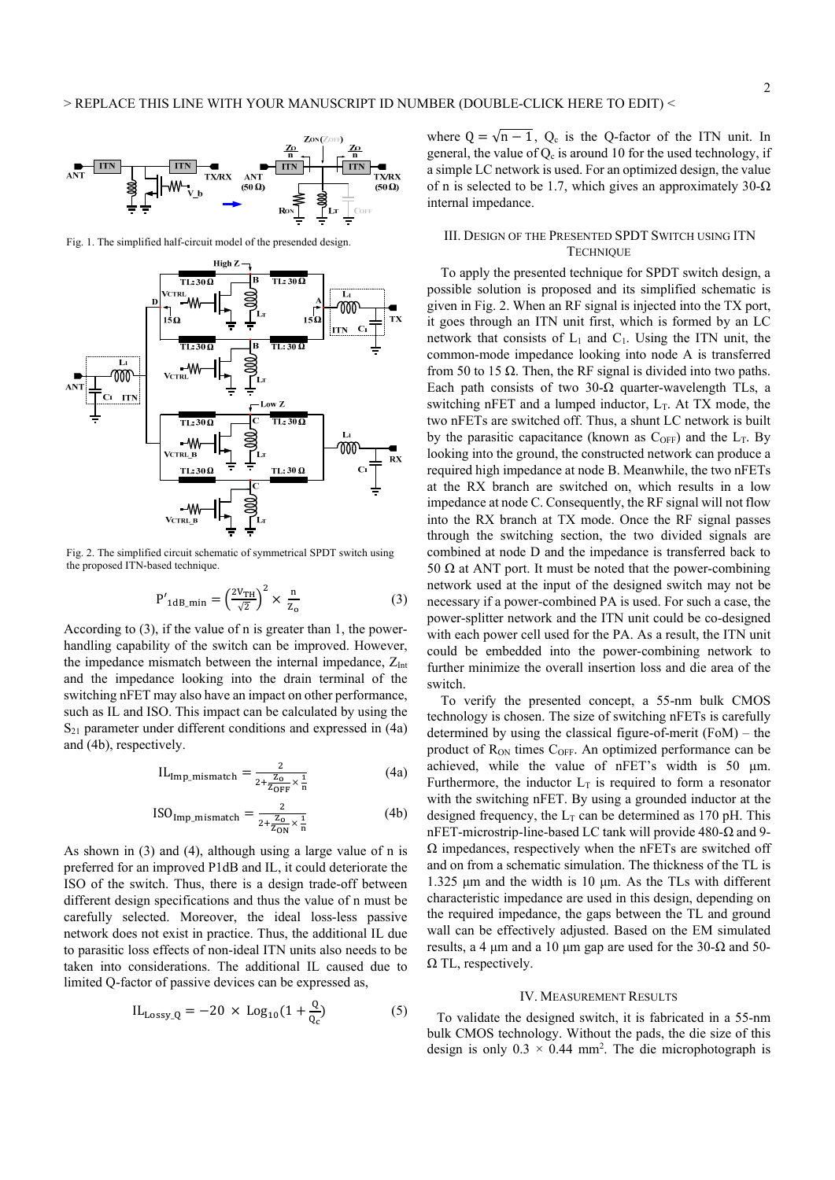Fig. 1. The simplified half-circuit model of the presended design.

Fig. 2. The simplified circuit schematic of symmetrical SPDT switch using the proposed ITN-based technique.

$$P'_{1dB\_min} = \left(\frac{2V_{TH}}{\sqrt{2}}\right)^2 \times \frac{n}{Z_o} \quad (3)$$

According to (3), if the value of n is greater than 1, the power-handling capability of the switch can be improved. However, the impedance mismatch between the internal impedance, $Z_{Int}$ and the impedance looking into the drain terminal of the switching nFET may also have an impact on other performance, such as IL and ISO. This impact can be calculated by using the $S_{21}$ parameter under different conditions and expressed in (4a) and (4b), respectively.

$$IL_{Imp\_mismatch} = \frac{2}{2+\frac{Z_O}{Z_{OFF}}\times\frac{1}{n}} \quad (4a)$$

$$ISO_{Imp\_mismatch} = \frac{2}{2+\frac{Z_O}{Z_{ON}}\times\frac{1}{n}} \quad (4b)$$

As shown in (3) and (4), although using a large value of n is preferred for an improved P1dB and IL, it could deteriorate the ISO of the switch. Thus, there is a design trade-off between different design specifications and thus the value of n must be carefully selected. Moreover, the ideal loss-less passive network does not exist in practice. Thus, the additional IL due to parasitic loss effects of non-ideal ITN units also needs to be taken into considerations. The additional IL caused due to limited Q-factor of passive devices can be expressed as,

$$IL_{Lossy\_Q} = -20 \times \text{Log}_{10}\left(1 + \frac{Q}{Q_c}\right) \quad (5)$$

where $Q = \sqrt{n-1}$, $Q_c$ is the Q-factor of the ITN unit. In general, the value of $Q_c$ is around 10 for the used technology, if a simple LC network is used. For an optimized design, the value of n is selected to be 1.7, which gives an approximately 30-Ω internal impedance.

## III. Design of the Presented SPDT Switch using ITN Technique

To apply the presented technique for SPDT switch design, a possible solution is proposed and its simplified schematic is given in Fig. 2. When an RF signal is injected into the TX port, it goes through an ITN unit first, which is formed by an LC network that consists of $L_1$ and $C_1$. Using the ITN unit, the common-mode impedance looking into node A is transferred from 50 to 15 Ω. Then, the RF signal is divided into two paths. Each path consists of two 30-Ω quarter-wavelength TLs, a switching nFET and a lumped inductor, $L_T$. At TX mode, the two nFETs are switched off. Thus, a shunt LC network is built by the parasitic capacitance (known as $C_{OFF}$) and the $L_T$. By looking into the ground, the constructed network can produce a required high impedance at node B. Meanwhile, the two nFETs at the RX branch are switched on, which results in a low impedance at node C. Consequently, the RF signal will not flow into the RX branch at TX mode. Once the RF signal passes through the switching section, the two divided signals are combined at node D and the impedance is transferred back to 50 Ω at ANT port. It must be noted that the power-combining network used at the input of the designed switch may not be necessary if a power-combined PA is used. For such a case, the power-splitter network and the ITN unit could be co-designed with each power cell used for the PA. As a result, the ITN unit could be embedded into the power-combining network to further minimize the overall insertion loss and die area of the switch.

To verify the presented concept, a 55-nm bulk CMOS technology is chosen. The size of switching nFETs is carefully determined by using the classical figure-of-merit (FoM) – the product of $R_{ON}$ times $C_{OFF}$. An optimized performance can be achieved, while the value of nFET's width is 50 µm. Furthermore, the inductor $L_T$ is required to form a resonator with the switching nFET. By using a grounded inductor at the designed frequency, the $L_T$ can be determined as 170 pH. This nFET-microstrip-line-based LC tank will provide 480-Ω and 9-Ω impedances, respectively when the nFETs are switched off and on from a schematic simulation. The thickness of the TL is 1.325 µm and the width is 10 µm. As the TLs with different characteristic impedance are used in this design, depending on the required impedance, the gaps between the TL and ground wall can be effectively adjusted. Based on the EM simulated results, a 4 µm and a 10 µm gap are used for the 30-Ω and 50-Ω TL, respectively.

## IV. Measurement Results

To validate the designed switch, it is fabricated in a 55-nm bulk CMOS technology. Without the pads, the die size of this design is only 0.3 × 0.44 mm². The die microphotograph is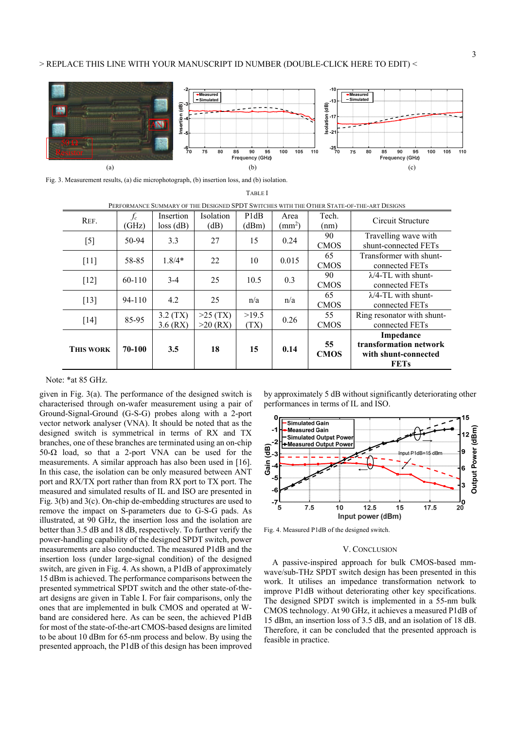Fig. 3. Measurement results, (a) die microphotograph, (b) insertion loss, and (b) isolation.

TABLE I

PERFORMANCE SUMMARY OF THE DESIGNED SPDT SWITCHES WITH THE OTHER STATE-OF-THE-ART DESIGNS

| REF. | $f_c$ (GHz) | Insertion loss (dB) | Isolation (dB) | P1dB (dBm) | Area ($mm^2$) | Tech. (nm) | Circuit Structure |
|---|---|---|---|---|---|---|---|
| [5] | 50-94 | 3.3 | 27 | 15 | 0.24 | 90 CMOS | Travelling wave with shunt-connected FETs |
| [11] | 58-85 | 1.8/4* | 22 | 10 | 0.015 | 65 CMOS | Transformer with shunt-connected FETs |
| [12] | 60-110 | 3-4 | 25 | 10.5 | 0.3 | 90 CMOS | λ/4-TL with shunt-connected FETs |
| [13] | 94-110 | 4.2 | 25 | n/a | n/a | 65 CMOS | λ/4-TL with shunt-connected FETs |
| [14] | 85-95 | 3.2 (TX) 3.6 (RX) | >25 (TX) >20 (RX) | >19.5 (TX) | 0.26 | 55 CMOS | Ring resonator with shunt-connected FETs |
| **THIS WORK** | **70-100** | **3.5** | **18** | **15** | **0.14** | **55 CMOS** | **Impedance transformation network with shunt-connected FETs** |

Note: *at 85 GHz.

given in Fig. 3(a). The performance of the designed switch is characterised through on-wafer measurement using a pair of Ground-Signal-Ground (G-S-G) probes along with a 2-port vector network analyser (VNA). It should be noted that as the designed switch is symmetrical in terms of RX and TX branches, one of these branches are terminated using an on-chip 50-Ω load, so that a 2-port VNA can be used for the measurements. A similar approach has also been used in [16]. In this case, the isolation can be only measured between ANT port and RX/TX port rather than from RX port to TX port. The measured and simulated results of IL and ISO are presented in Fig. 3(b) and 3(c). On-chip de-embedding structures are used to remove the impact on S-parameters due to G-S-G pads. As illustrated, at 90 GHz, the insertion loss and the isolation are better than 3.5 dB and 18 dB, respectively. To further verify the power-handling capability of the designed SPDT switch, power measurements are also conducted. The measured P1dB and the insertion loss (under large-signal condition) of the designed switch, are given in Fig. 4. As shown, a P1dB of approximately 15 dBm is achieved. The performance comparisons between the presented symmetrical SPDT switch and the other state-of-the-art designs are given in Table I. For fair comparisons, only the ones that are implemented in bulk CMOS and operated at W-band are considered here. As can be seen, the achieved P1dB for most of the state-of-the-art CMOS-based designs are limited to be about 10 dBm for 65-nm process and below. By using the presented approach, the P1dB of this design has been improved by approximately 5 dB without significantly deteriorating other performances in terms of IL and ISO.

Fig. 4. Measured P1dB of the designed switch.

## V. CONCLUSION

A passive-inspired approach for bulk CMOS-based mm-wave/sub-THz SPDT switch design has been presented in this work. It utilises an impedance transformation network to improve P1dB without deteriorating other key specifications. The designed SPDT switch is implemented in a 55-nm bulk CMOS technology. At 90 GHz, it achieves a measured P1dB of 15 dBm, an insertion loss of 3.5 dB, and an isolation of 18 dB. Therefore, it can be concluded that the presented approach is feasible in practice.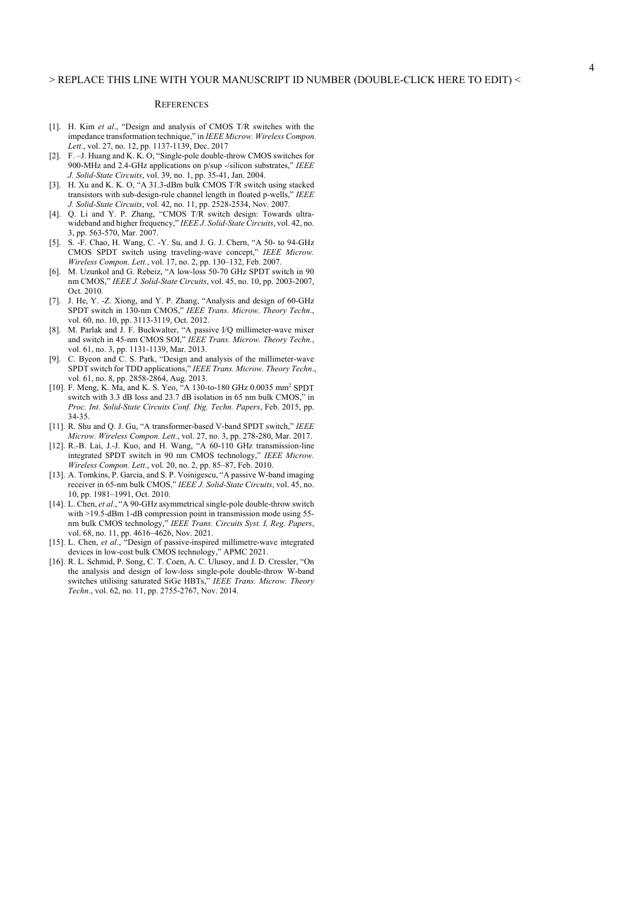## References

[1]. H. Kim *et al*., "Design and analysis of CMOS T/R switches with the impedance transformation technique," in *IEEE Microw. Wireless Compon. Lett.*, vol. 27, no. 12, pp. 1137-1139, Dec. 2017

[2]. F. –J. Huang and K. K. O, "Single-pole double-throw CMOS switches for 900-MHz and 2.4-GHz applications on p/sup -/silicon substrates," *IEEE J. Solid-State Circuits*, vol. 39, no. 1, pp. 35-41, Jan. 2004.

[3]. H. Xu and K. K. O, "A 31.3-dBm bulk CMOS T/R switch using stacked transistors with sub-design-rule channel length in floated p-wells," *IEEE J. Solid-State Circuits*, vol. 42, no. 11, pp. 2528-2534, Nov. 2007.

[4]. Q. Li and Y. P. Zhang, "CMOS T/R switch design: Towards ultra-wideband and higher frequency," *IEEE J. Solid-State Circuits*, vol. 42, no. 3, pp. 563-570, Mar. 2007.

[5]. S. -F. Chao, H. Wang, C. -Y. Su, and J. G. J. Chern, "A 50- to 94-GHz CMOS SPDT switch using traveling-wave concept," *IEEE Microw. Wireless Compon. Lett.*, vol. 17, no. 2, pp. 130–132, Feb. 2007.

[6]. M. Uzunkol and G. Rebeiz, "A low-loss 50-70 GHz SPDT switch in 90 nm CMOS," *IEEE J. Solid-State Circuits*, vol. 45, no. 10, pp. 2003-2007, Oct. 2010.

[7]. J. He, Y. -Z. Xiong, and Y. P. Zhang, "Analysis and design of 60-GHz SPDT switch in 130-nm CMOS," *IEEE Trans. Microw. Theory Techn*., vol. 60, no. 10, pp. 3113-3119, Oct. 2012.

[8]. M. Parlak and J. F. Buckwalter, "A passive I/Q millimeter-wave mixer and switch in 45-nm CMOS SOI," *IEEE Trans. Microw. Theory Techn.*, vol. 61, no. 3, pp. 1131-1139, Mar. 2013.

[9]. C. Byeon and C. S. Park, "Design and analysis of the millimeter-wave SPDT switch for TDD applications," *IEEE Trans. Microw. Theory Techn*., vol. 61, no. 8, pp. 2858-2864, Aug. 2013.

[10]. F. Meng, K. Ma, and K. S. Yeo, "A 130-to-180 GHz 0.0035 $mm^2$ SPDT switch with 3.3 dB loss and 23.7 dB isolation in 65 nm bulk CMOS," in *Proc. Int. Solid-State Circuits Conf. Dig. Techn. Papers*, Feb. 2015, pp. 34-35.

[11]. R. Shu and Q. J. Gu, "A transformer-based V-band SPDT switch," *IEEE Microw. Wireless Compon. Lett.*, vol. 27, no. 3, pp. 278-280, Mar. 2017.

[12]. R.-B. Lai, J.-J. Kuo, and H. Wang, "A 60-110 GHz transmission-line integrated SPDT switch in 90 nm CMOS technology," *IEEE Microw. Wireless Compon. Lett*., vol. 20, no. 2, pp. 85–87, Feb. 2010.

[13]. A. Tomkins, P. Garcia, and S. P. Voinigescu, "A passive W-band imaging receiver in 65-nm bulk CMOS," *IEEE J. Solid-State Circuits*, vol. 45, no. 10, pp. 1981–1991, Oct. 2010.

[14]. L. Chen, *et al*., "A 90-GHz asymmetrical single-pole double-throw switch with >19.5-dBm 1-dB compression point in transmission mode using 55-nm bulk CMOS technology," *IEEE Trans. Circuits Syst. I, Reg. Papers*, vol. 68, no. 11, pp. 4616–4626, Nov. 2021.

[15]. L. Chen, *et al*., "Design of passive-inspired millimetre-wave integrated devices in low-cost bulk CMOS technology," APMC 2021.

[16]. R. L. Schmid, P. Song, C. T. Coen, A. C. Ulusoy, and J. D. Cressler, "On the analysis and design of low-loss single-pole double-throw W-band switches utilising saturated SiGe HBTs," *IEEE Trans. Microw. Theory Techn*., vol. 62, no. 11, pp. 2755-2767, Nov. 2014.